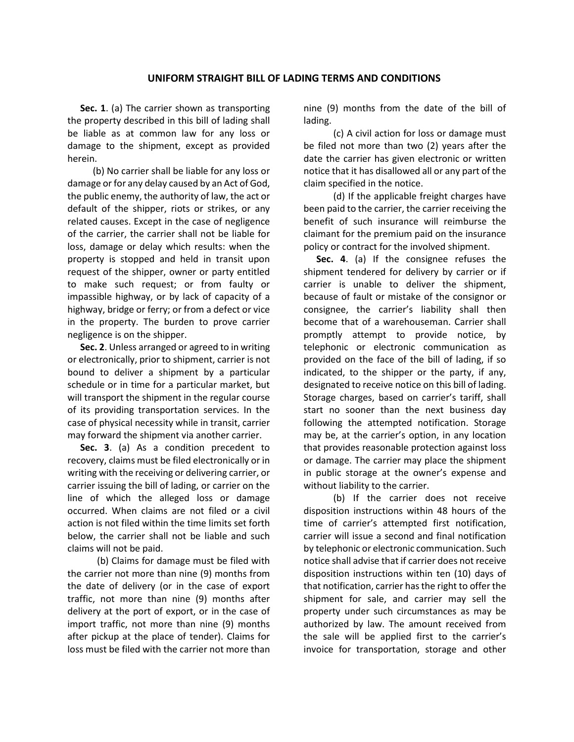# UNIFORM STRAIGHT BILL OF LADING TERMS AND CONDITIONS

**Sec. 1**. (a) The carrier shown as transporting the property described in this bill of lading shall be liable as at common law for any loss or damage to the shipment, except as provided herein.

(b) No carrier shall be liable for any loss or damage or for any delay caused by an Act of God, the public enemy, the authority of law, the act or default of the shipper, riots or strikes, or any related causes. Except in the case of negligence of the carrier, the carrier shall not be liable for loss, damage or delay which results: when the property is stopped and held in transit upon request of the shipper, owner or party entitled to make such request; or from faulty or impassible highway, or by lack of capacity of a highway, bridge or ferry; or from a defect or vice in the property. The burden to prove carrier negligence is on the shipper.

**Sec. 2**. Unless arranged or agreed to in writing or electronically, prior to shipment, carrier is not bound to deliver a shipment by a particular schedule or in time for a particular market, but will transport the shipment in the regular course of its providing transportation services. In the case of physical necessity while in transit, carrier may forward the shipment via another carrier.

**Sec. 3**. (a) As a condition precedent to recovery, claims must be filed electronically or in writing with the receiving or delivering carrier, or carrier issuing the bill of lading, or carrier on the line of which the alleged loss or damage occurred. When claims are not filed or a civil action is not filed within the time limits set forth below, the carrier shall not be liable and such claims will not be paid.

(b) Claims for damage must be filed with the carrier not more than nine (9) months from the date of delivery (or in the case of export traffic, not more than nine (9) months after delivery at the port of export, or in the case of import traffic, not more than nine (9) months after pickup at the place of tender). Claims for loss must be filed with the carrier not more than nine (9) months from the date of the bill of lading.

(c) A civil action for loss or damage must be filed not more than two (2) years after the date the carrier has given electronic or written notice that it has disallowed all or any part of the claim specified in the notice.

(d) If the applicable freight charges have been paid to the carrier, the carrier receiving the benefit of such insurance will reimburse the claimant for the premium paid on the insurance policy or contract for the involved shipment.

**Sec. 4**. (a) If the consignee refuses the shipment tendered for delivery by carrier or if carrier is unable to deliver the shipment, because of fault or mistake of the consignor or consignee, the carrier's liability shall then become that of a warehouseman. Carrier shall promptly attempt to provide notice, by telephonic or electronic communication as provided on the face of the bill of lading, if so indicated, to the shipper or the party, if any, designated to receive notice on this bill of lading. Storage charges, based on carrier's tariff, shall start no sooner than the next business day following the attempted notification. Storage may be, at the carrier's option, in any location that provides reasonable protection against loss or damage. The carrier may place the shipment in public storage at the owner's expense and without liability to the carrier.

(b) If the carrier does not receive disposition instructions within 48 hours of the time of carrier's attempted first notification, carrier will issue a second and final notification by telephonic or electronic communication. Such notice shall advise that if carrier does not receive disposition instructions within ten (10) days of that notification, carrier has the right to offer the shipment for sale, and carrier may sell the property under such circumstances as may be authorized by law. The amount received from the sale will be applied first to the carrier's invoice for transportation, storage and other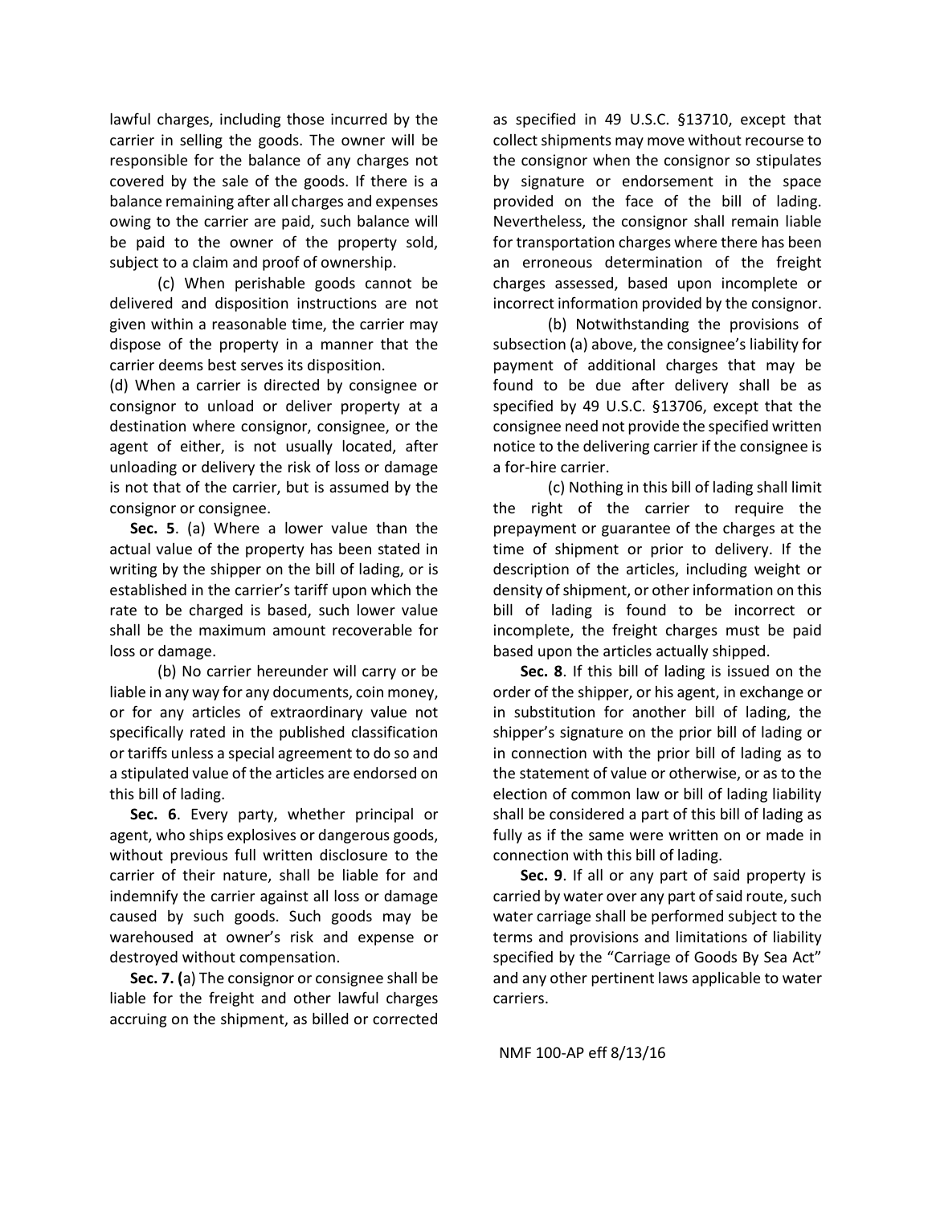lawful charges, including those incurred by the carrier in selling the goods. The owner will be responsible for the balance of any charges not covered by the sale of the goods. If there is a balance remaining after all charges and expenses owing to the carrier are paid, such balance will be paid to the owner of the property sold, subject to a claim and proof of ownership.

(c) When perishable goods cannot be delivered and disposition instructions are not given within a reasonable time, the carrier may dispose of the property in a manner that the carrier deems best serves its disposition.

(d) When a carrier is directed by consignee or consignor to unload or deliver property at a destination where consignor, consignee, or the agent of either, is not usually located, after unloading or delivery the risk of loss or damage is not that of the carrier, but is assumed by the consignor or consignee.

**Sec. 5**. (a) Where a lower value than the actual value of the property has been stated in writing by the shipper on the bill of lading, or is established in the carrier's tariff upon which the rate to be charged is based, such lower value shall be the maximum amount recoverable for loss or damage.

(b) No carrier hereunder will carry or be liable in any way for any documents, coin money, or for any articles of extraordinary value not specifically rated in the published classification or tariffs unless a special agreement to do so and a stipulated value of the articles are endorsed on this bill of lading.

**Sec. 6**. Every party, whether principal or agent, who ships explosives or dangerous goods, without previous full written disclosure to the carrier of their nature, shall be liable for and indemnify the carrier against all loss or damage caused by such goods. Such goods may be warehoused at owner's risk and expense or destroyed without compensation.

**Sec. 7. (**a) The consignor or consignee shall be liable for the freight and other lawful charges accruing on the shipment, as billed or corrected as specified in 49 U.S.C. §13710, except that collect shipments may move without recourse to the consignor when the consignor so stipulates by signature or endorsement in the space provided on the face of the bill of lading. Nevertheless, the consignor shall remain liable for transportation charges where there has been an erroneous determination of the freight charges assessed, based upon incomplete or incorrect information provided by the consignor.

(b) Notwithstanding the provisions of subsection (a) above, the consignee's liability for payment of additional charges that may be found to be due after delivery shall be as specified by 49 U.S.C. §13706, except that the consignee need not provide the specified written notice to the delivering carrier if the consignee is a for-hire carrier.

(c) Nothing in this bill of lading shall limit the right of the carrier to require the prepayment or guarantee of the charges at the time of shipment or prior to delivery. If the description of the articles, including weight or density of shipment, or other information on this bill of lading is found to be incorrect or incomplete, the freight charges must be paid based upon the articles actually shipped.

**Sec. 8**. If this bill of lading is issued on the order of the shipper, or his agent, in exchange or in substitution for another bill of lading, the shipper's signature on the prior bill of lading or in connection with the prior bill of lading as to the statement of value or otherwise, or as to the election of common law or bill of lading liability shall be considered a part of this bill of lading as fully as if the same were written on or made in connection with this bill of lading.

**Sec. 9**. If all or any part of said property is carried by water over any part of said route, such water carriage shall be performed subject to the terms and provisions and limitations of liability specified by the "Carriage of Goods By Sea Act" and any other pertinent laws applicable to water carriers.

NMF 100-AP eff 8/13/16